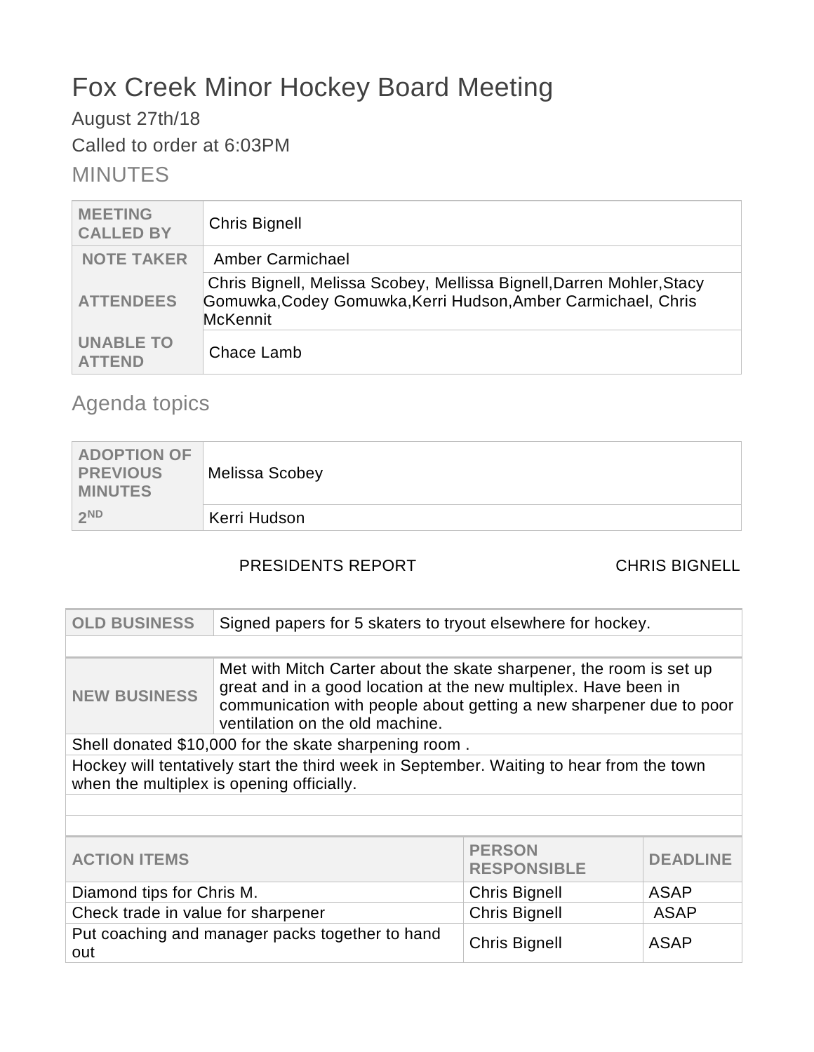# Fox Creek Minor Hockey Board Meeting

August 27th/18

Called to order at 6:03PM

## MINUTES

| MEETING CALLED BY | Chris Bignell |
|---|---|
| NOTE TAKER | Amber Carmichael |
| ATTENDEES | Chris Bignell, Melissa Scobey, Mellissa Bignell,Darren Mohler,Stacy Gomuwka,Codey Gomuwka,Kerri Hudson,Amber Carmichael, Chris McKennit |
| UNABLE TO ATTEND | Chace Lamb |

## Agenda topics

| ADOPTION OF PREVIOUS MINUTES | Melissa Scobey |
|---|---|
| 2ND | Kerri Hudson |

PRESIDENTS REPORT — CHRIS BIGNELL

| OLD BUSINESS | Signed papers for 5 skaters to tryout elsewhere for hockey. |
|---|---|
| | |
| NEW BUSINESS | Met with Mitch Carter about the skate sharpener, the room is set up great and in a good location at the new multiplex. Have been in communication with people about getting a new sharpener due to poor ventilation on the old machine. |

Shell donated $10,000 for the skate sharpening room .

Hockey will tentatively start the third week in September. Waiting to hear from the town when the multiplex is opening officially.

| ACTION ITEMS | PERSON RESPONSIBLE | DEADLINE |
|---|---|---|
| Diamond tips for Chris M. | Chris Bignell | ASAP |
| Check trade in value for sharpener | Chris Bignell | ASAP |
| Put coaching and manager packs together to hand out | Chris Bignell | ASAP |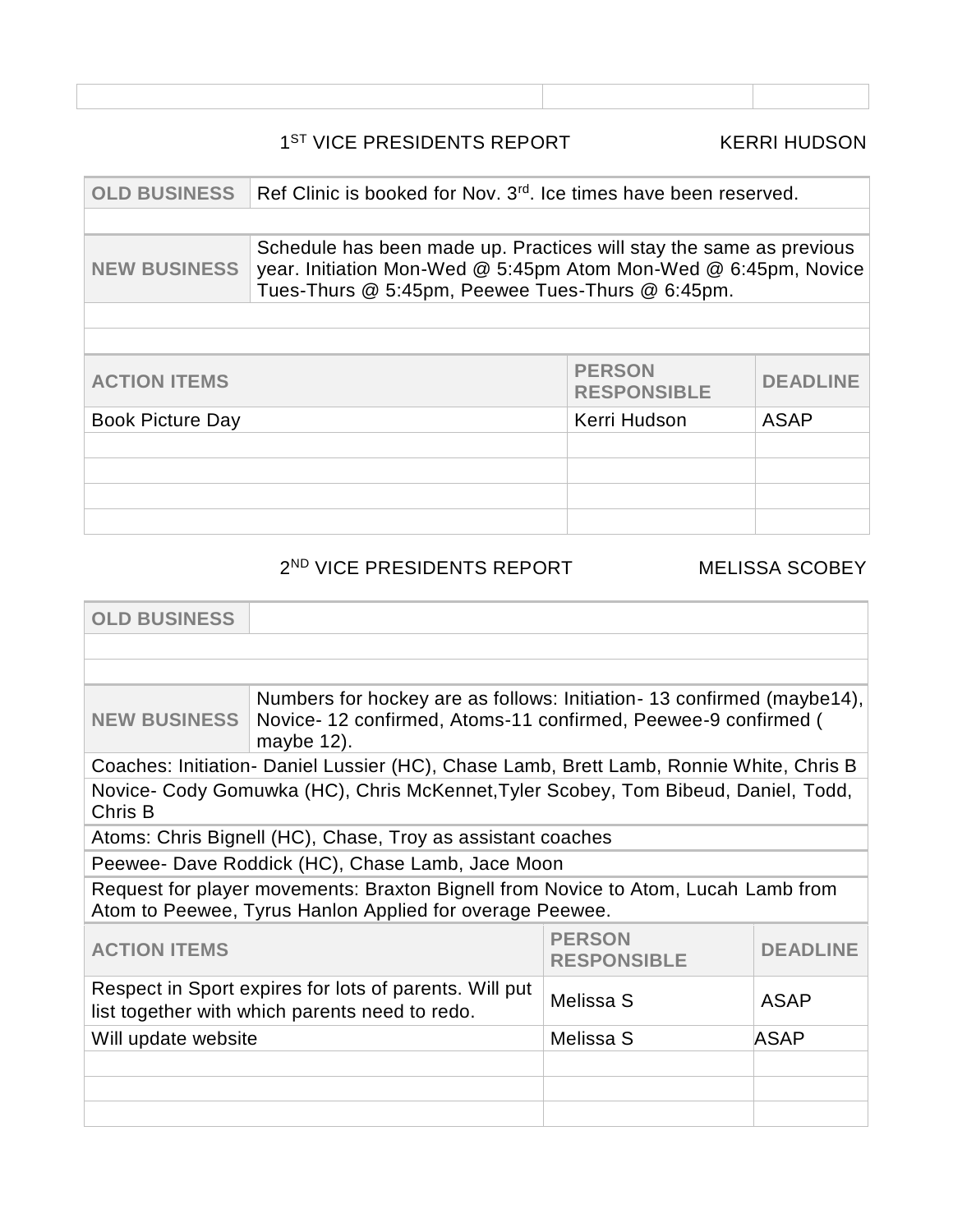| | | |
|---|---|---|

1ST VICE PRESIDENTS REPORT KERRI HUDSON

| | |
|---|---|
| **OLD BUSINESS** | Ref Clinic is booked for Nov. 3rd. Ice times have been reserved. |
| | |
| **NEW BUSINESS** | Schedule has been made up. Practices will stay the same as previous year. Initiation Mon-Wed @ 5:45pm Atom Mon-Wed @ 6:45pm, Novice Tues-Thurs @ 5:45pm, Peewee Tues-Thurs @ 6:45pm. |
| | |
| | |

| ACTION ITEMS | PERSON RESPONSIBLE | DEADLINE |
|---|---|---|
| Book Picture Day | Kerri Hudson | ASAP |
| | | |
| | | |
| | | |
| | | |

2ND VICE PRESIDENTS REPORT MELISSA SCOBEY

| | |
|---|---|
| **OLD BUSINESS** | |
| | |
| | |
| **NEW BUSINESS** | Numbers for hockey are as follows: Initiation- 13 confirmed (maybe14), Novice- 12 confirmed, Atoms-11 confirmed, Peewee-9 confirmed ( maybe 12). |
| Coaches: Initiation- Daniel Lussier (HC), Chase Lamb, Brett Lamb, Ronnie White, Chris B | |
| Novice- Cody Gomuwka (HC), Chris McKennet,Tyler Scobey, Tom Bibeud, Daniel, Todd, Chris B | |
| Atoms: Chris Bignell (HC), Chase, Troy as assistant coaches | |
| Peewee- Dave Roddick (HC), Chase Lamb, Jace Moon | |
| Request for player movements: Braxton Bignell from Novice to Atom, Lucah Lamb from Atom to Peewee, Tyrus Hanlon Applied for overage Peewee. | |

| ACTION ITEMS | PERSON RESPONSIBLE | DEADLINE |
|---|---|---|
| Respect in Sport expires for lots of parents. Will put list together with which parents need to redo. | Melissa S | ASAP |
| Will update website | Melissa S | ASAP |
| | | |
| | | |
| | | |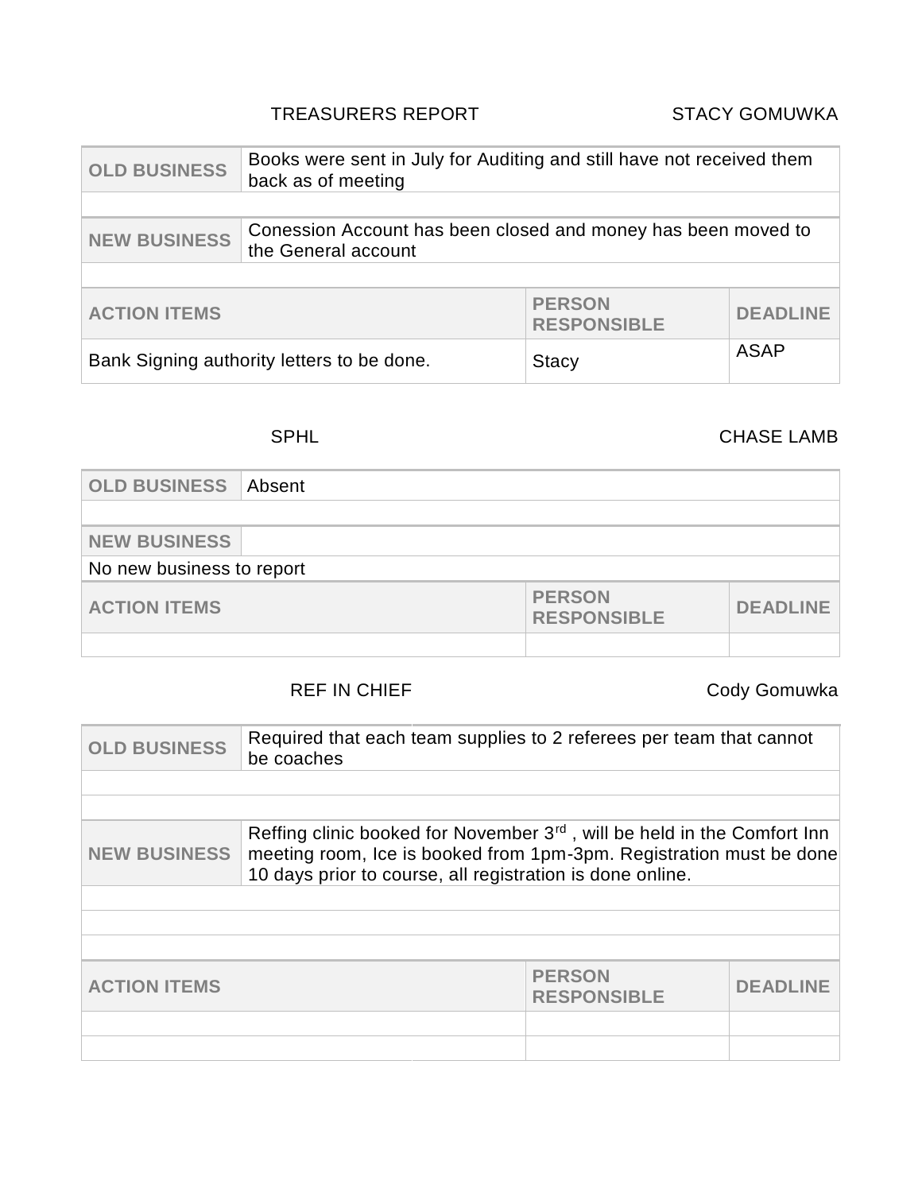TREASURERS REPORT — STACY GOMUWKA

| OLD BUSINESS | Books were sent in July for Auditing and still have not received them back as of meeting | |
|---|---|---|
| | | |
| **NEW BUSINESS** | Conession Account has been closed and money has been moved to the General account | |
| | | |
| **ACTION ITEMS** | **PERSON RESPONSIBLE** | **DEADLINE** |
| Bank Signing authority letters to be done. | Stacy | ASAP |

SPHL — CHASE LAMB

| OLD BUSINESS | Absent | |
|---|---|---|
| | | |
| **NEW BUSINESS** | | |
| No new business to report | | |
| **ACTION ITEMS** | **PERSON RESPONSIBLE** | **DEADLINE** |
| | | |

REF IN CHIEF — Cody Gomuwka

| OLD BUSINESS | Required that each team supplies to 2 referees per team that cannot be coaches | |
|---|---|---|
| | | |
| | | |
| **NEW BUSINESS** | Reffing clinic booked for November 3rd , will be held in the Comfort Inn meeting room, Ice is booked from 1pm-3pm. Registration must be done 10 days prior to course, all registration is done online. | |
| | | |
| | | |
| | | |
| **ACTION ITEMS** | **PERSON RESPONSIBLE** | **DEADLINE** |
| | | |
| | | |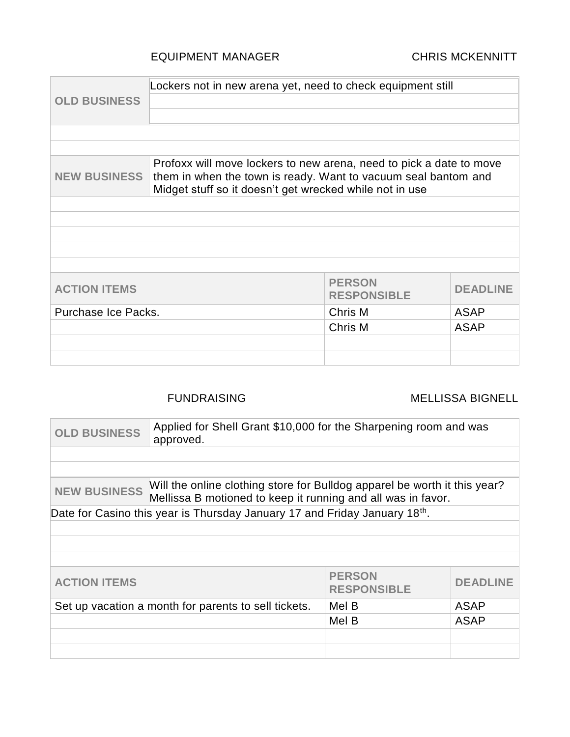EQUIPMENT MANAGER — CHRIS MCKENNITT

| OLD BUSINESS | Lockers not in new arena yet, need to check equipment still |
|---|---|
| | |
| | |

| NEW BUSINESS | Profoxx will move lockers to new arena, need to pick a date to move them in when the town is ready. Want to vacuum seal bantom and Midget stuff so it doesn't get wrecked while not in use |
|---|---|
| | |
| | |
| | |
| | |
| | |

| ACTION ITEMS | PERSON RESPONSIBLE | DEADLINE |
|---|---|---|
| Purchase Ice Packs. | Chris M | ASAP |
| | Chris M | ASAP |
| | | |
| | | |

FUNDRAISING — MELLISSA BIGNELL

| OLD BUSINESS | Applied for Shell Grant $10,000 for the Sharpening room and was approved. |
|---|---|
| | |
| | |

| NEW BUSINESS | Will the online clothing store for Bulldog apparel be worth it this year? Mellissa B motioned to keep it running and all was in favor. |
|---|---|
| Date for Casino this year is Thursday January 17 and Friday January 18th. | |
| | |
| | |
| | |

| ACTION ITEMS | PERSON RESPONSIBLE | DEADLINE |
|---|---|---|
| Set up vacation a month for parents to sell tickets. | Mel B | ASAP |
| | Mel B | ASAP |
| | | |
| | | |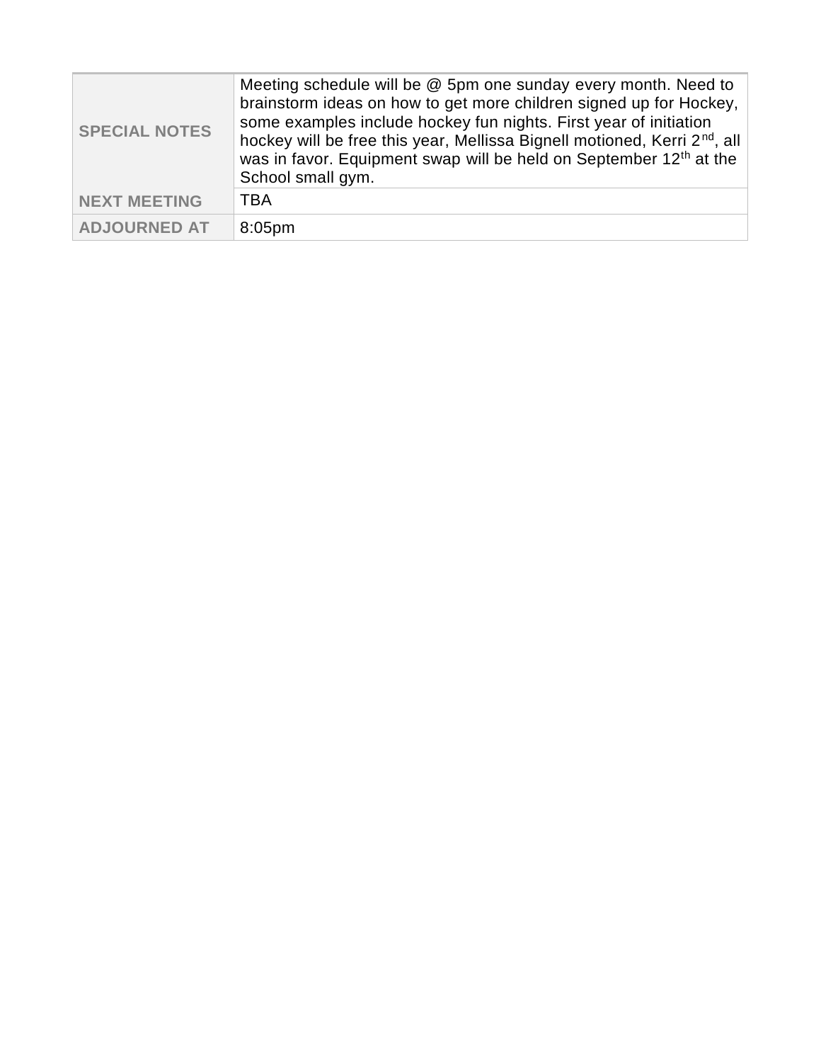| | |
|---|---|
| **SPECIAL NOTES** | Meeting schedule will be @ 5pm one sunday every month. Need to brainstorm ideas on how to get more children signed up for Hockey, some examples include hockey fun nights. First year of initiation hockey will be free this year, Mellissa Bignell motioned, Kerri 2nd, all was in favor. Equipment swap will be held on September 12th at the School small gym. |
| **NEXT MEETING** | TBA |
| **ADJOURNED AT** | 8:05pm |